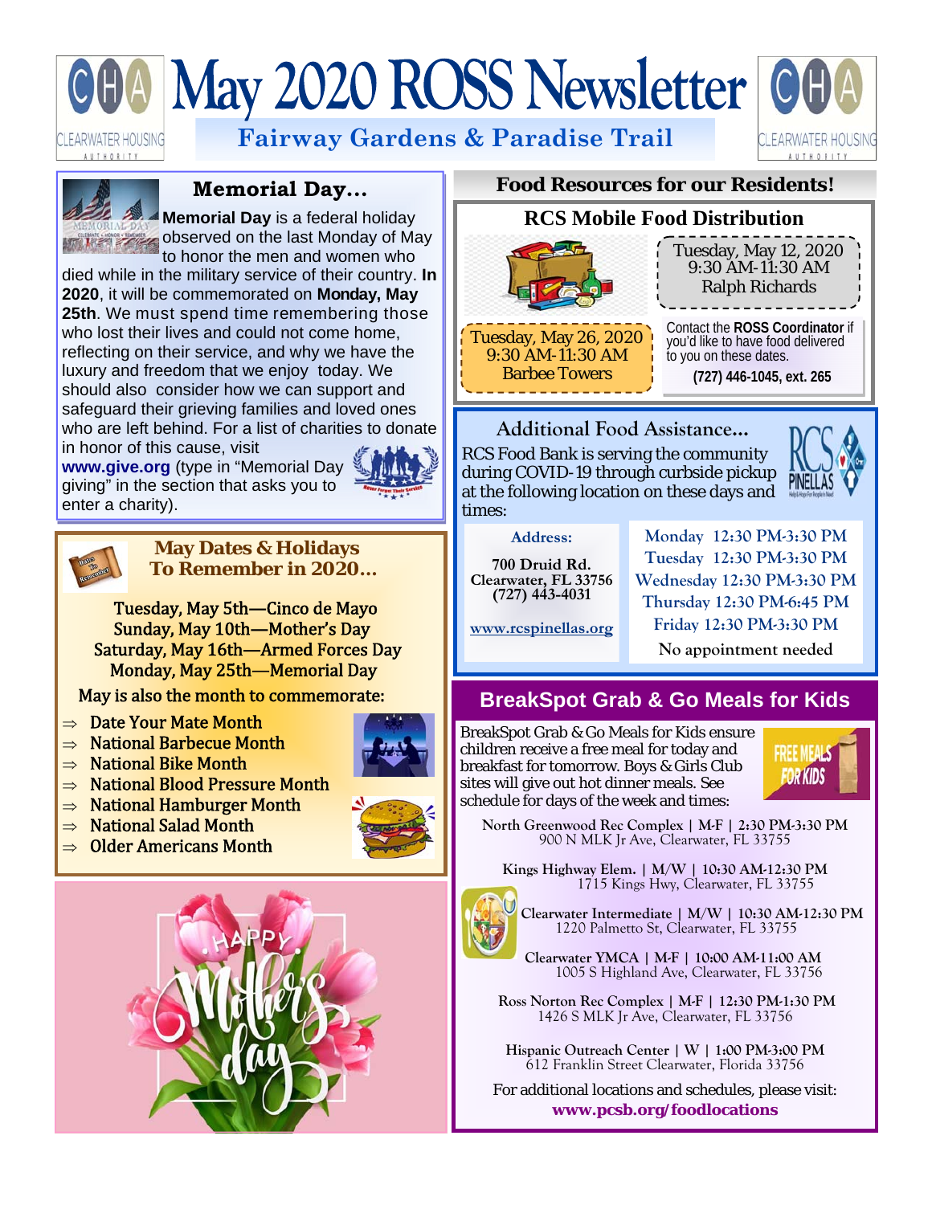# May 2020 ROSS Newsletter

## Fairway Gardens & Paradise Trail

### Memorial Day…

**Memorial Day** is a federal holiday observed on the last Monday of May to honor the men and women who died while in the military service of their country. **In 2020**, it will be commemorated on **Monday, May 25th**. We must spend time remembering those who lost their lives and could not come home, reflecting on their service, and why we have the luxury and freedom that we enjoy today. We should also consider how we can support and safeguard their grieving families and loved ones who are left behind. For a list of charities to donate in honor of this cause, visit **www.give.org** (type in "Memorial Day giving" in the section that asks you to enter a charity).

### May Dates & Holidays To Remember in 2020…

Tuesday, May 5th—Cinco de Mayo
Sunday, May 10th—Mother's Day
Saturday, May 16th—Armed Forces Day
Monday, May 25th—Memorial Day

May is also the month to commemorate:

- Date Your Mate Month
- National Barbecue Month
- National Bike Month
- National Blood Pressure Month
- National Hamburger Month
- National Salad Month
- Older Americans Month

### Food Resources for our Residents!

#### RCS Mobile Food Distribution

Tuesday, May 12, 2020
9:30 AM-11:30 AM
Ralph Richards

Tuesday, May 26, 2020
9:30 AM-11:30 AM
Barbee Towers

Contact the **ROSS Coordinator** if you'd like to have food delivered to you on these dates.
**(727) 446-1045, ext. 265**

#### Additional Food Assistance…

RCS Food Bank is serving the community during COVID-19 through curbside pickup at the following location on these days and times:

**Address:**

**700 Druid Rd.**
**Clearwater, FL 33756**
**(727) 443-4031**

www.rcspinellas.org

Monday 12:30 PM-3:30 PM
Tuesday 12:30 PM-3:30 PM
Wednesday 12:30 PM-3:30 PM
Thursday 12:30 PM-6:45 PM
Friday 12:30 PM-3:30 PM
No appointment needed

### BreakSpot Grab & Go Meals for Kids

BreakSpot Grab & Go Meals for Kids ensure children receive a free meal for today and breakfast for tomorrow. Boys & Girls Club sites will give out hot dinner meals. See schedule for days of the week and times:

North Greenwood Rec Complex | M-F | 2:30 PM-3:30 PM
900 N MLK Jr Ave, Clearwater, FL 33755

Kings Highway Elem. | M/W | 10:30 AM-12:30 PM
1715 Kings Hwy, Clearwater, FL 33755

Clearwater Intermediate | M/W | 10:30 AM-12:30 PM
1220 Palmetto St, Clearwater, FL 33755

Clearwater YMCA | M-F | 10:00 AM-11:00 AM
1005 S Highland Ave, Clearwater, FL 33756

Ross Norton Rec Complex | M-F | 12:30 PM-1:30 PM
1426 S MLK Jr Ave, Clearwater, FL 33756

Hispanic Outreach Center | W | 1:00 PM-3:00 PM
612 Franklin Street Clearwater, Florida 33756

For additional locations and schedules, please visit:
**www.pcsb.org/foodlocations**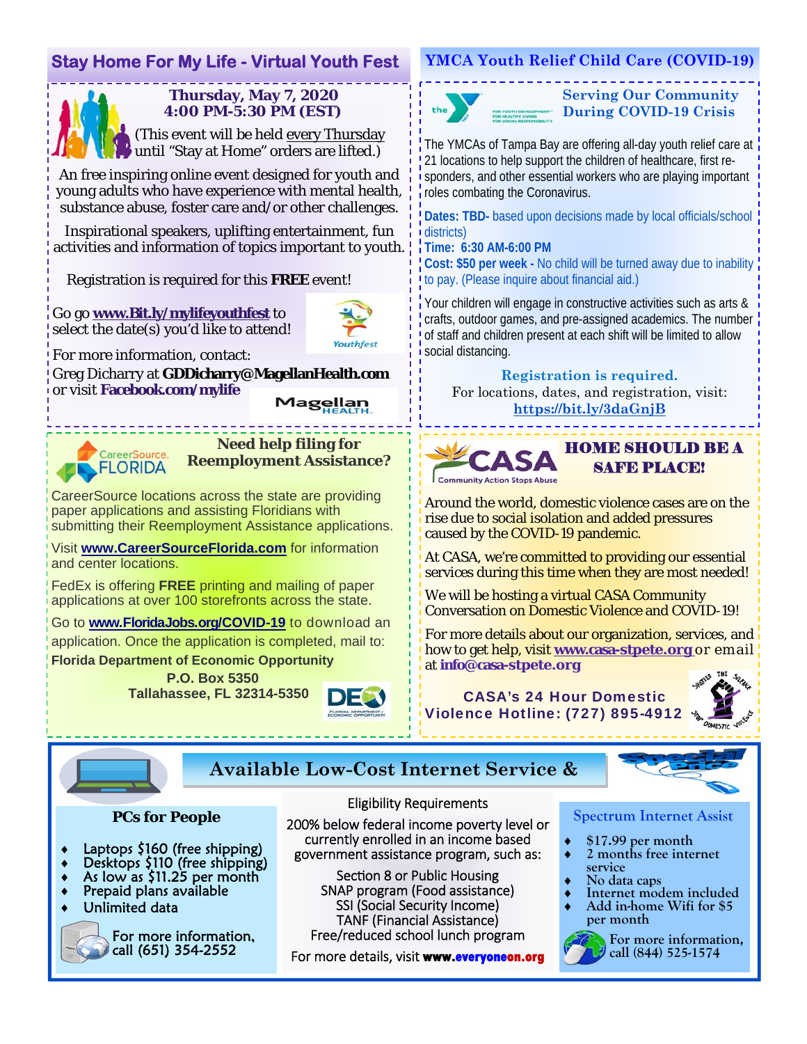## Stay Home For My Life - Virtual Youth Fest

**Thursday, May 7, 2020**
**4:00 PM-5:30 PM (EST)**

(This event will be held every Thursday until "Stay at Home" orders are lifted.)

An free inspiring online event designed for youth and young adults who have experience with mental health, substance abuse, foster care and/or other challenges.

Inspirational speakers, uplifting entertainment, fun activities and information of topics important to youth.

Registration is required for this **FREE** event!

Go go **www.Bit.ly/mylifeyouthfest** to select the date(s) you'd like to attend!

Youthfest

For more information, contact:
Greg Dicharry at **GDDicharry@MagellanHealth.com** or visit **Facebook.com/mylife**

Magellan HEALTH

## YMCA Youth Relief Child Care (COVID-19)

**Serving Our Community During COVID-19 Crisis**

The YMCAs of Tampa Bay are offering all-day youth relief care at 21 locations to help support the children of healthcare, first re-sponders, and other essential workers who are playing important roles combating the Coronavirus.

**Dates: TBD-** based upon decisions made by local officials/school districts)
**Time: 6:30 AM-6:00 PM**
**Cost: $50 per week -** No child will be turned away due to inability to pay. (Please inquire about financial aid.)

Your children will engage in constructive activities such as arts & crafts, outdoor games, and pre-assigned academics. The number of staff and children present at each shift will be limited to allow social distancing.

**Registration is required.**
For locations, dates, and registration, visit:
**https://bit.ly/3daGnjB**

## Need help filing for Reemployment Assistance?

CareerSource FLORIDA

CareerSource locations across the state are providing paper applications and assisting Floridians with submitting their Reemployment Assistance applications.

Visit **www.CareerSourceFlorida.com** for information and center locations.

FedEx is offering **FREE** printing and mailing of paper applications at over 100 storefronts across the state.

Go to **www.FloridaJobs.org/COVID-19** to download an application. Once the application is completed, mail to:

**Florida Department of Economic Opportunity**
**P.O. Box 5350**
**Tallahassee, FL 32314-5350**

## HOME SHOULD BE A SAFE PLACE!

CASA Community Action Stops Abuse

Around the world, domestic violence cases are on the rise due to social isolation and added pressures caused by the COVID-19 pandemic.

At CASA, we're committed to providing our essential services during this time when they are most needed!

We will be hosting a virtual CASA Community Conversation on Domestic Violence and COVID-19!

For more details about our organization, services, and how to get help, visit **www.casa-stpete.org** or email at **info@casa-stpete.org**

**CASA's 24 Hour Domestic Violence Hotline: (727) 895-4912**

## Available Low-Cost Internet Service & Special Price

### PCs for People

- Laptops $160 (free shipping)
- Desktops $110 (free shipping)
- As low as $11.25 per month
- Prepaid plans available
- Unlimited data

For more information, call (651) 354-2552

### Eligibility Requirements

200% below federal income poverty level or currently enrolled in an income based government assistance program, such as:

Section 8 or Public Housing
SNAP program (Food assistance)
SSI (Social Security Income)
TANF (Financial Assistance)
Free/reduced school lunch program

For more details, visit **www.everyoneon.org**

### Spectrum Internet Assist

- $17.99 per month
- 2 months free internet service
- No data caps
- Internet modem included
- Add in-home Wifi for $5 per month

For more information, call (844) 525-1574